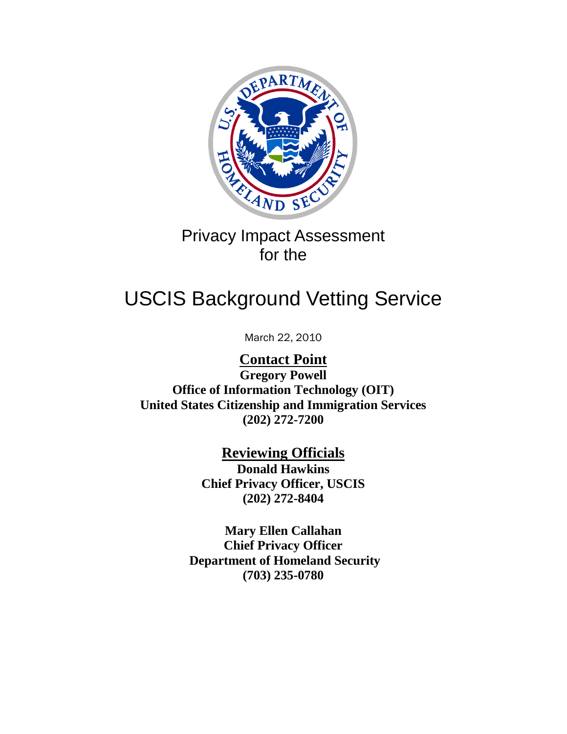Privacy Impact Assessment
for the

# USCIS Background Vetting Service

March 22, 2010

**Contact Point**
**Gregory Powell**
**Office of Information Technology (OIT)**
**United States Citizenship and Immigration Services**
**(202) 272-7200**

**Reviewing Officials**
**Donald Hawkins**
**Chief Privacy Officer, USCIS**
**(202) 272-8404**

**Mary Ellen Callahan**
**Chief Privacy Officer**
**Department of Homeland Security**
**(703) 235-0780**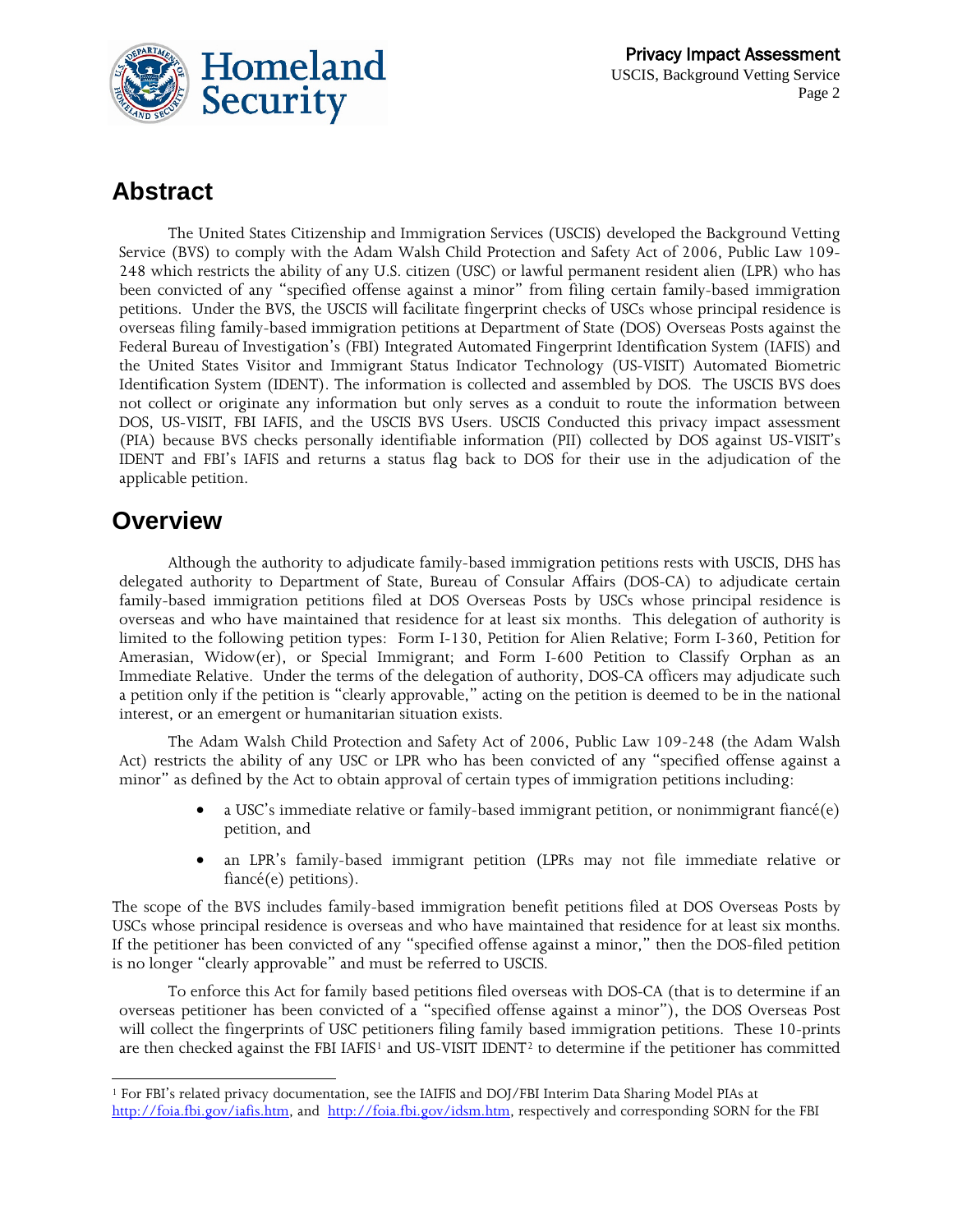## Abstract

The United States Citizenship and Immigration Services (USCIS) developed the Background Vetting Service (BVS) to comply with the Adam Walsh Child Protection and Safety Act of 2006, Public Law 109-248 which restricts the ability of any U.S. citizen (USC) or lawful permanent resident alien (LPR) who has been convicted of any "specified offense against a minor" from filing certain family-based immigration petitions. Under the BVS, the USCIS will facilitate fingerprint checks of USCs whose principal residence is overseas filing family-based immigration petitions at Department of State (DOS) Overseas Posts against the Federal Bureau of Investigation's (FBI) Integrated Automated Fingerprint Identification System (IAFIS) and the United States Visitor and Immigrant Status Indicator Technology (US-VISIT) Automated Biometric Identification System (IDENT). The information is collected and assembled by DOS. The USCIS BVS does not collect or originate any information but only serves as a conduit to route the information between DOS, US-VISIT, FBI IAFIS, and the USCIS BVS Users. USCIS Conducted this privacy impact assessment (PIA) because BVS checks personally identifiable information (PII) collected by DOS against US-VISIT's IDENT and FBI's IAFIS and returns a status flag back to DOS for their use in the adjudication of the applicable petition.

## Overview

Although the authority to adjudicate family-based immigration petitions rests with USCIS, DHS has delegated authority to Department of State, Bureau of Consular Affairs (DOS-CA) to adjudicate certain family-based immigration petitions filed at DOS Overseas Posts by USCs whose principal residence is overseas and who have maintained that residence for at least six months. This delegation of authority is limited to the following petition types: Form I-130, Petition for Alien Relative; Form I-360, Petition for Amerasian, Widow(er), or Special Immigrant; and Form I-600 Petition to Classify Orphan as an Immediate Relative. Under the terms of the delegation of authority, DOS-CA officers may adjudicate such a petition only if the petition is "clearly approvable," acting on the petition is deemed to be in the national interest, or an emergent or humanitarian situation exists.

The Adam Walsh Child Protection and Safety Act of 2006, Public Law 109-248 (the Adam Walsh Act) restricts the ability of any USC or LPR who has been convicted of any "specified offense against a minor" as defined by the Act to obtain approval of certain types of immigration petitions including:

- a USC's immediate relative or family-based immigrant petition, or nonimmigrant fiancé(e) petition, and
- an LPR's family-based immigrant petition (LPRs may not file immediate relative or fiancé(e) petitions).

The scope of the BVS includes family-based immigration benefit petitions filed at DOS Overseas Posts by USCs whose principal residence is overseas and who have maintained that residence for at least six months. If the petitioner has been convicted of any "specified offense against a minor," then the DOS-filed petition is no longer "clearly approvable" and must be referred to USCIS.

To enforce this Act for family based petitions filed overseas with DOS-CA (that is to determine if an overseas petitioner has been convicted of a "specified offense against a minor"), the DOS Overseas Post will collect the fingerprints of USC petitioners filing family based immigration petitions. These 10-prints are then checked against the FBI IAFIS[1] and US-VISIT IDENT[2] to determine if the petitioner has committed

---

[1] For FBI's related privacy documentation, see the IAIFIS and DOJ/FBI Interim Data Sharing Model PIAs at http://foia.fbi.gov/iafis.htm, and http://foia.fbi.gov/idsm.htm, respectively and corresponding SORN for the FBI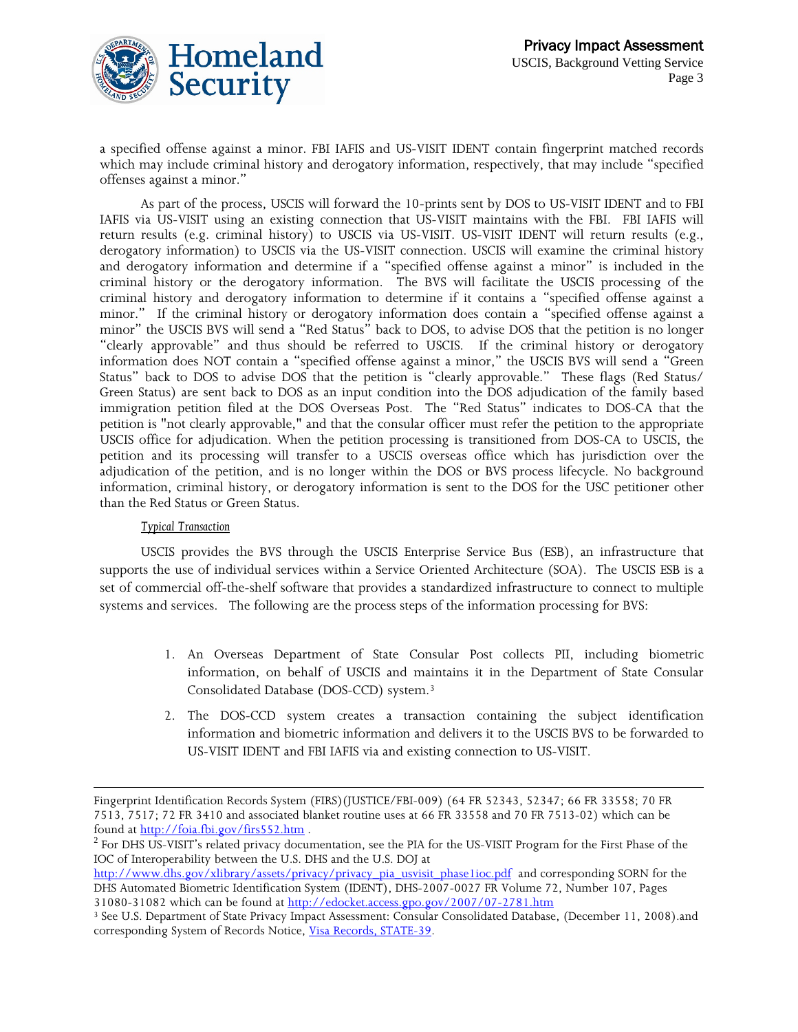a specified offense against a minor. FBI IAFIS and US-VISIT IDENT contain fingerprint matched records which may include criminal history and derogatory information, respectively, that may include "specified offenses against a minor."

As part of the process, USCIS will forward the 10-prints sent by DOS to US-VISIT IDENT and to FBI IAFIS via US-VISIT using an existing connection that US-VISIT maintains with the FBI. FBI IAFIS will return results (e.g. criminal history) to USCIS via US-VISIT. US-VISIT IDENT will return results (e.g., derogatory information) to USCIS via the US-VISIT connection. USCIS will examine the criminal history and derogatory information and determine if a "specified offense against a minor" is included in the criminal history or the derogatory information. The BVS will facilitate the USCIS processing of the criminal history and derogatory information to determine if it contains a "specified offense against a minor." If the criminal history or derogatory information does contain a "specified offense against a minor" the USCIS BVS will send a "Red Status" back to DOS, to advise DOS that the petition is no longer "clearly approvable" and thus should be referred to USCIS. If the criminal history or derogatory information does NOT contain a "specified offense against a minor," the USCIS BVS will send a "Green Status" back to DOS to advise DOS that the petition is "clearly approvable." These flags (Red Status/ Green Status) are sent back to DOS as an input condition into the DOS adjudication of the family based immigration petition filed at the DOS Overseas Post. The "Red Status" indicates to DOS-CA that the petition is "not clearly approvable," and that the consular officer must refer the petition to the appropriate USCIS office for adjudication. When the petition processing is transitioned from DOS-CA to USCIS, the petition and its processing will transfer to a USCIS overseas office which has jurisdiction over the adjudication of the petition, and is no longer within the DOS or BVS process lifecycle. No background information, criminal history, or derogatory information is sent to the DOS for the USC petitioner other than the Red Status or Green Status.

*Typical Transaction*

USCIS provides the BVS through the USCIS Enterprise Service Bus (ESB), an infrastructure that supports the use of individual services within a Service Oriented Architecture (SOA). The USCIS ESB is a set of commercial off-the-shelf software that provides a standardized infrastructure to connect to multiple systems and services. The following are the process steps of the information processing for BVS:

1. An Overseas Department of State Consular Post collects PII, including biometric information, on behalf of USCIS and maintains it in the Department of State Consular Consolidated Database (DOS-CCD) system.[3]
2. The DOS-CCD system creates a transaction containing the subject identification information and biometric information and delivers it to the USCIS BVS to be forwarded to US-VISIT IDENT and FBI IAFIS via and existing connection to US-VISIT.

---

Fingerprint Identification Records System (FIRS)(JUSTICE/FBI-009) (64 FR 52343, 52347; 66 FR 33558; 70 FR 7513, 7517; 72 FR 3410 and associated blanket routine uses at 66 FR 33558 and 70 FR 7513-02) which can be found at http://foia.fbi.gov/firs552.htm .

[2] For DHS US-VISIT's related privacy documentation, see the PIA for the US-VISIT Program for the First Phase of the IOC of Interoperability between the U.S. DHS and the U.S. DOJ at http://www.dhs.gov/xlibrary/assets/privacy/privacy_pia_usvisit_phase1ioc.pdf and corresponding SORN for the DHS Automated Biometric Identification System (IDENT), DHS-2007-0027 FR Volume 72, Number 107, Pages 31080-31082 which can be found at http://edocket.access.gpo.gov/2007/07-2781.htm

[3] See U.S. Department of State Privacy Impact Assessment: Consular Consolidated Database, (December 11, 2008).and corresponding System of Records Notice, Visa Records, STATE-39.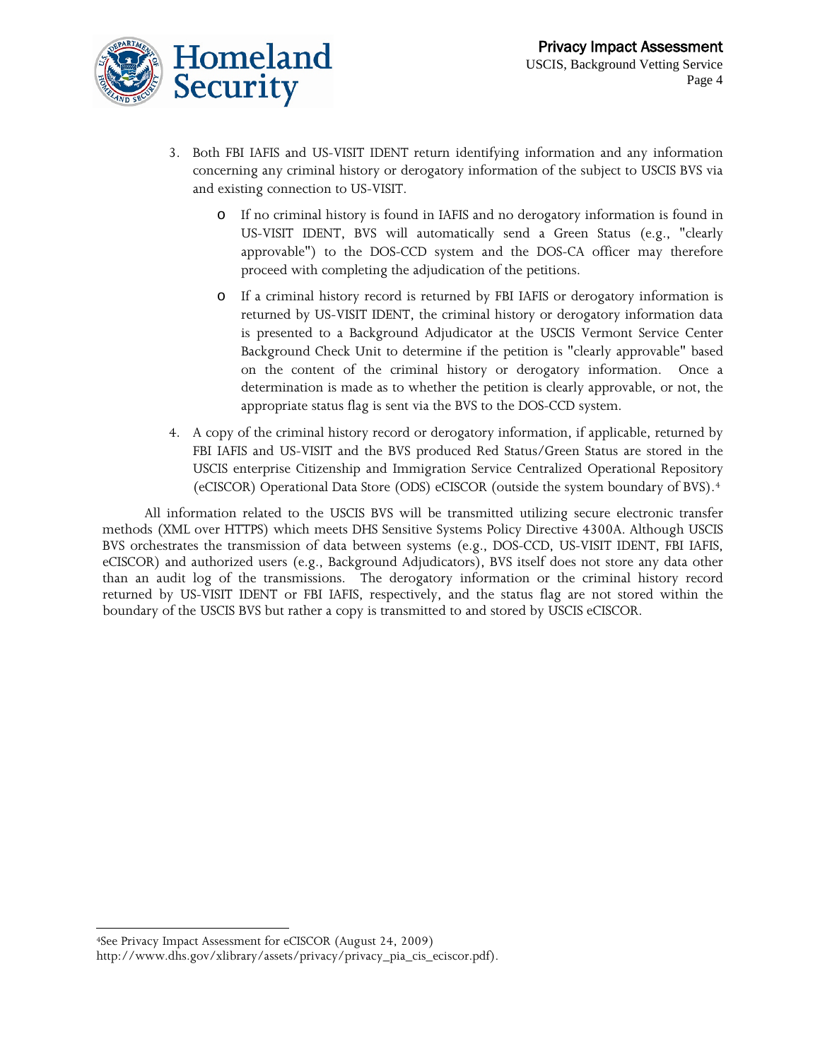3. Both FBI IAFIS and US-VISIT IDENT return identifying information and any information concerning any criminal history or derogatory information of the subject to USCIS BVS via and existing connection to US-VISIT.

    - If no criminal history is found in IAFIS and no derogatory information is found in US-VISIT IDENT, BVS will automatically send a Green Status (e.g., "clearly approvable") to the DOS-CCD system and the DOS-CA officer may therefore proceed with completing the adjudication of the petitions.
    - If a criminal history record is returned by FBI IAFIS or derogatory information is returned by US-VISIT IDENT, the criminal history or derogatory information data is presented to a Background Adjudicator at the USCIS Vermont Service Center Background Check Unit to determine if the petition is "clearly approvable" based on the content of the criminal history or derogatory information. Once a determination is made as to whether the petition is clearly approvable, or not, the appropriate status flag is sent via the BVS to the DOS-CCD system.

4. A copy of the criminal history record or derogatory information, if applicable, returned by FBI IAFIS and US-VISIT and the BVS produced Red Status/Green Status are stored in the USCIS enterprise Citizenship and Immigration Service Centralized Operational Repository (eCISCOR) Operational Data Store (ODS) eCISCOR (outside the system boundary of BVS).[4]

All information related to the USCIS BVS will be transmitted utilizing secure electronic transfer methods (XML over HTTPS) which meets DHS Sensitive Systems Policy Directive 4300A. Although USCIS BVS orchestrates the transmission of data between systems (e.g., DOS-CCD, US-VISIT IDENT, FBI IAFIS, eCISCOR) and authorized users (e.g., Background Adjudicators), BVS itself does not store any data other than an audit log of the transmissions. The derogatory information or the criminal history record returned by US-VISIT IDENT or FBI IAFIS, respectively, and the status flag are not stored within the boundary of the USCIS BVS but rather a copy is transmitted to and stored by USCIS eCISCOR.

---

[4]See Privacy Impact Assessment for eCISCOR (August 24, 2009) http://www.dhs.gov/xlibrary/assets/privacy/privacy_pia_cis_eciscor.pdf).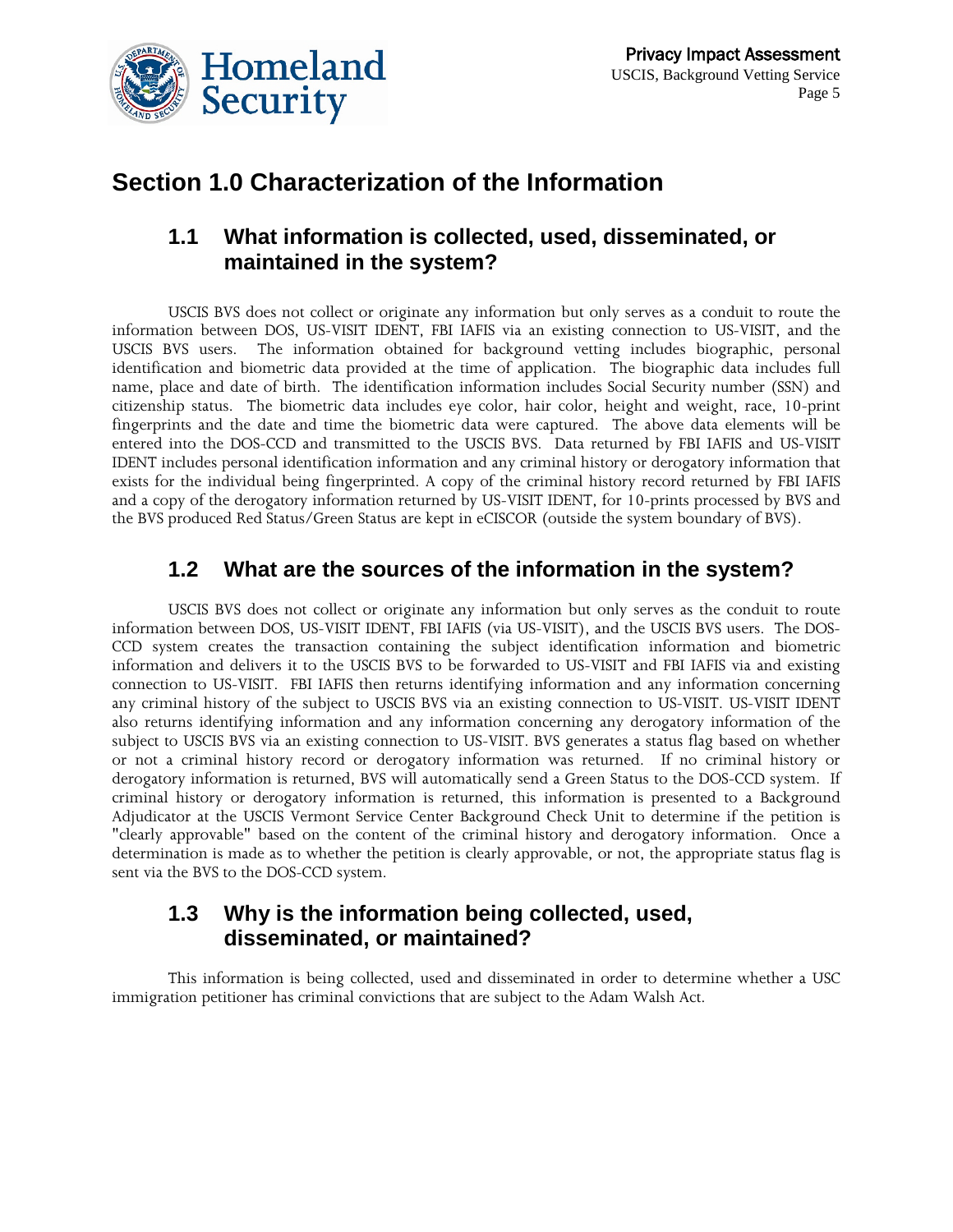# Section 1.0 Characterization of the Information

## 1.1 What information is collected, used, disseminated, or maintained in the system?

USCIS BVS does not collect or originate any information but only serves as a conduit to route the information between DOS, US-VISIT IDENT, FBI IAFIS via an existing connection to US-VISIT, and the USCIS BVS users. The information obtained for background vetting includes biographic, personal identification and biometric data provided at the time of application. The biographic data includes full name, place and date of birth. The identification information includes Social Security number (SSN) and citizenship status. The biometric data includes eye color, hair color, height and weight, race, 10-print fingerprints and the date and time the biometric data were captured. The above data elements will be entered into the DOS-CCD and transmitted to the USCIS BVS. Data returned by FBI IAFIS and US-VISIT IDENT includes personal identification information and any criminal history or derogatory information that exists for the individual being fingerprinted. A copy of the criminal history record returned by FBI IAFIS and a copy of the derogatory information returned by US-VISIT IDENT, for 10-prints processed by BVS and the BVS produced Red Status/Green Status are kept in eCISCOR (outside the system boundary of BVS).

## 1.2 What are the sources of the information in the system?

USCIS BVS does not collect or originate any information but only serves as the conduit to route information between DOS, US-VISIT IDENT, FBI IAFIS (via US-VISIT), and the USCIS BVS users. The DOS-CCD system creates the transaction containing the subject identification information and biometric information and delivers it to the USCIS BVS to be forwarded to US-VISIT and FBI IAFIS via and existing connection to US-VISIT. FBI IAFIS then returns identifying information and any information concerning any criminal history of the subject to USCIS BVS via an existing connection to US-VISIT. US-VISIT IDENT also returns identifying information and any information concerning any derogatory information of the subject to USCIS BVS via an existing connection to US-VISIT. BVS generates a status flag based on whether or not a criminal history record or derogatory information was returned. If no criminal history or derogatory information is returned, BVS will automatically send a Green Status to the DOS-CCD system. If criminal history or derogatory information is returned, this information is presented to a Background Adjudicator at the USCIS Vermont Service Center Background Check Unit to determine if the petition is "clearly approvable" based on the content of the criminal history and derogatory information. Once a determination is made as to whether the petition is clearly approvable, or not, the appropriate status flag is sent via the BVS to the DOS-CCD system.

## 1.3 Why is the information being collected, used, disseminated, or maintained?

This information is being collected, used and disseminated in order to determine whether a USC immigration petitioner has criminal convictions that are subject to the Adam Walsh Act.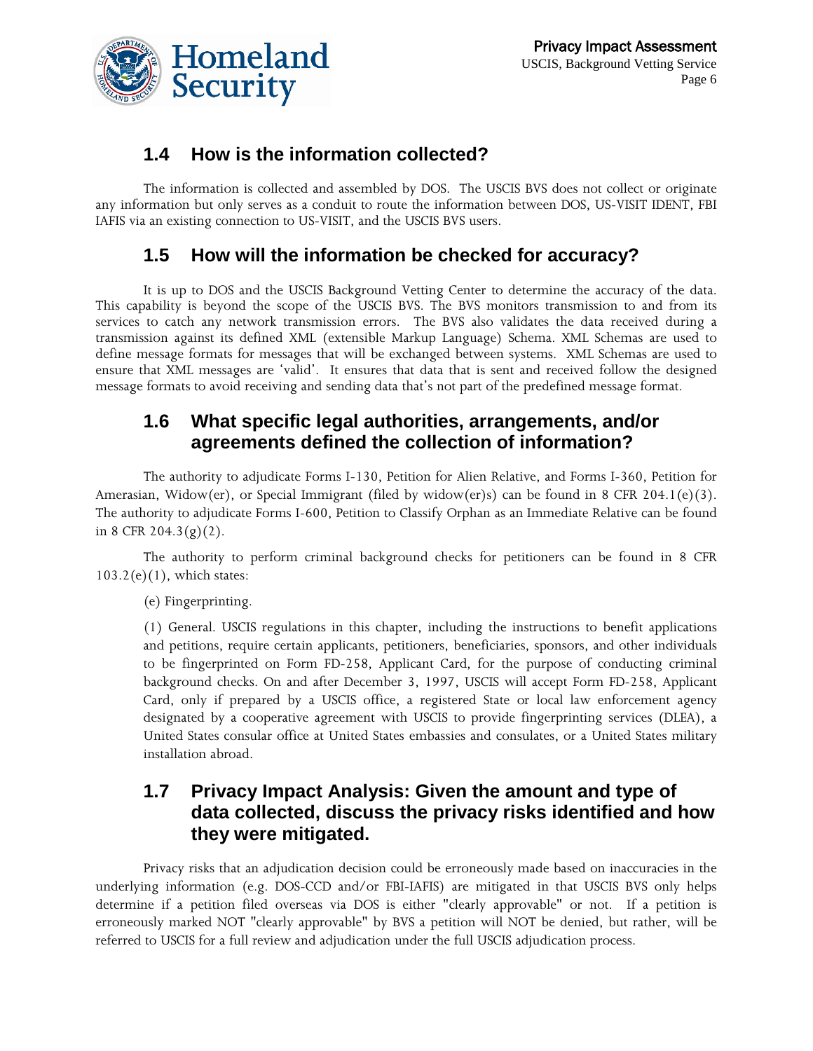## 1.4 How is the information collected?

The information is collected and assembled by DOS. The USCIS BVS does not collect or originate any information but only serves as a conduit to route the information between DOS, US-VISIT IDENT, FBI IAFIS via an existing connection to US-VISIT, and the USCIS BVS users.

## 1.5 How will the information be checked for accuracy?

It is up to DOS and the USCIS Background Vetting Center to determine the accuracy of the data. This capability is beyond the scope of the USCIS BVS. The BVS monitors transmission to and from its services to catch any network transmission errors. The BVS also validates the data received during a transmission against its defined XML (extensible Markup Language) Schema. XML Schemas are used to define message formats for messages that will be exchanged between systems. XML Schemas are used to ensure that XML messages are 'valid'. It ensures that data that is sent and received follow the designed message formats to avoid receiving and sending data that's not part of the predefined message format.

## 1.6 What specific legal authorities, arrangements, and/or agreements defined the collection of information?

The authority to adjudicate Forms I-130, Petition for Alien Relative, and Forms I-360, Petition for Amerasian, Widow(er), or Special Immigrant (filed by widow(er)s) can be found in 8 CFR 204.1(e)(3). The authority to adjudicate Forms I-600, Petition to Classify Orphan as an Immediate Relative can be found in 8 CFR 204.3(g)(2).

The authority to perform criminal background checks for petitioners can be found in 8 CFR 103.2(e)(1), which states:

> (e) Fingerprinting.
>
> (1) General. USCIS regulations in this chapter, including the instructions to benefit applications and petitions, require certain applicants, petitioners, beneficiaries, sponsors, and other individuals to be fingerprinted on Form FD-258, Applicant Card, for the purpose of conducting criminal background checks. On and after December 3, 1997, USCIS will accept Form FD-258, Applicant Card, only if prepared by a USCIS office, a registered State or local law enforcement agency designated by a cooperative agreement with USCIS to provide fingerprinting services (DLEA), a United States consular office at United States embassies and consulates, or a United States military installation abroad.

## 1.7 Privacy Impact Analysis: Given the amount and type of data collected, discuss the privacy risks identified and how they were mitigated.

Privacy risks that an adjudication decision could be erroneously made based on inaccuracies in the underlying information (e.g. DOS-CCD and/or FBI-IAFIS) are mitigated in that USCIS BVS only helps determine if a petition filed overseas via DOS is either "clearly approvable" or not. If a petition is erroneously marked NOT "clearly approvable" by BVS a petition will NOT be denied, but rather, will be referred to USCIS for a full review and adjudication under the full USCIS adjudication process.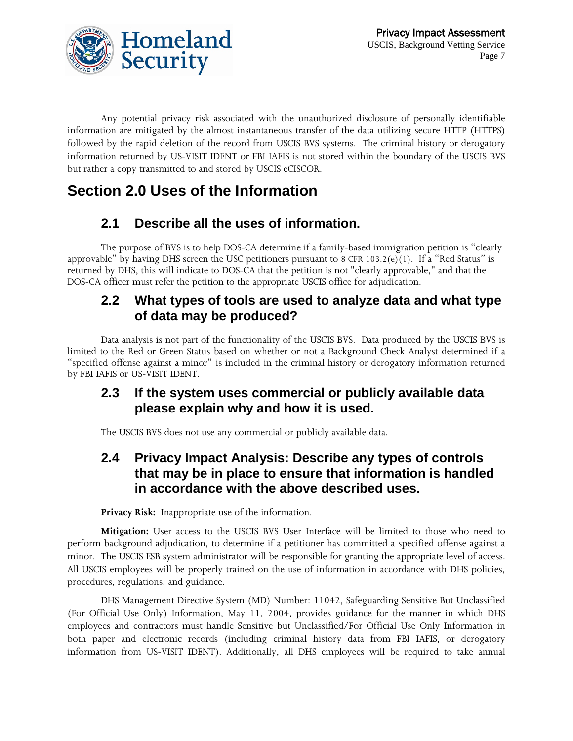Any potential privacy risk associated with the unauthorized disclosure of personally identifiable information are mitigated by the almost instantaneous transfer of the data utilizing secure HTTP (HTTPS) followed by the rapid deletion of the record from USCIS BVS systems. The criminal history or derogatory information returned by US-VISIT IDENT or FBI IAFIS is not stored within the boundary of the USCIS BVS but rather a copy transmitted to and stored by USCIS eCISCOR.

# Section 2.0 Uses of the Information

## 2.1 Describe all the uses of information.

The purpose of BVS is to help DOS-CA determine if a family-based immigration petition is "clearly approvable" by having DHS screen the USC petitioners pursuant to 8 CFR 103.2(e)(1). If a "Red Status" is returned by DHS, this will indicate to DOS-CA that the petition is not "clearly approvable," and that the DOS-CA officer must refer the petition to the appropriate USCIS office for adjudication.

## 2.2 What types of tools are used to analyze data and what type of data may be produced?

Data analysis is not part of the functionality of the USCIS BVS. Data produced by the USCIS BVS is limited to the Red or Green Status based on whether or not a Background Check Analyst determined if a "specified offense against a minor" is included in the criminal history or derogatory information returned by FBI IAFIS or US-VISIT IDENT.

## 2.3 If the system uses commercial or publicly available data please explain why and how it is used.

The USCIS BVS does not use any commercial or publicly available data.

## 2.4 Privacy Impact Analysis: Describe any types of controls that may be in place to ensure that information is handled in accordance with the above described uses.

**Privacy Risk:** Inappropriate use of the information.

**Mitigation:** User access to the USCIS BVS User Interface will be limited to those who need to perform background adjudication, to determine if a petitioner has committed a specified offense against a minor. The USCIS ESB system administrator will be responsible for granting the appropriate level of access. All USCIS employees will be properly trained on the use of information in accordance with DHS policies, procedures, regulations, and guidance.

DHS Management Directive System (MD) Number: 11042, Safeguarding Sensitive But Unclassified (For Official Use Only) Information, May 11, 2004, provides guidance for the manner in which DHS employees and contractors must handle Sensitive but Unclassified/For Official Use Only Information in both paper and electronic records (including criminal history data from FBI IAFIS, or derogatory information from US-VISIT IDENT). Additionally, all DHS employees will be required to take annual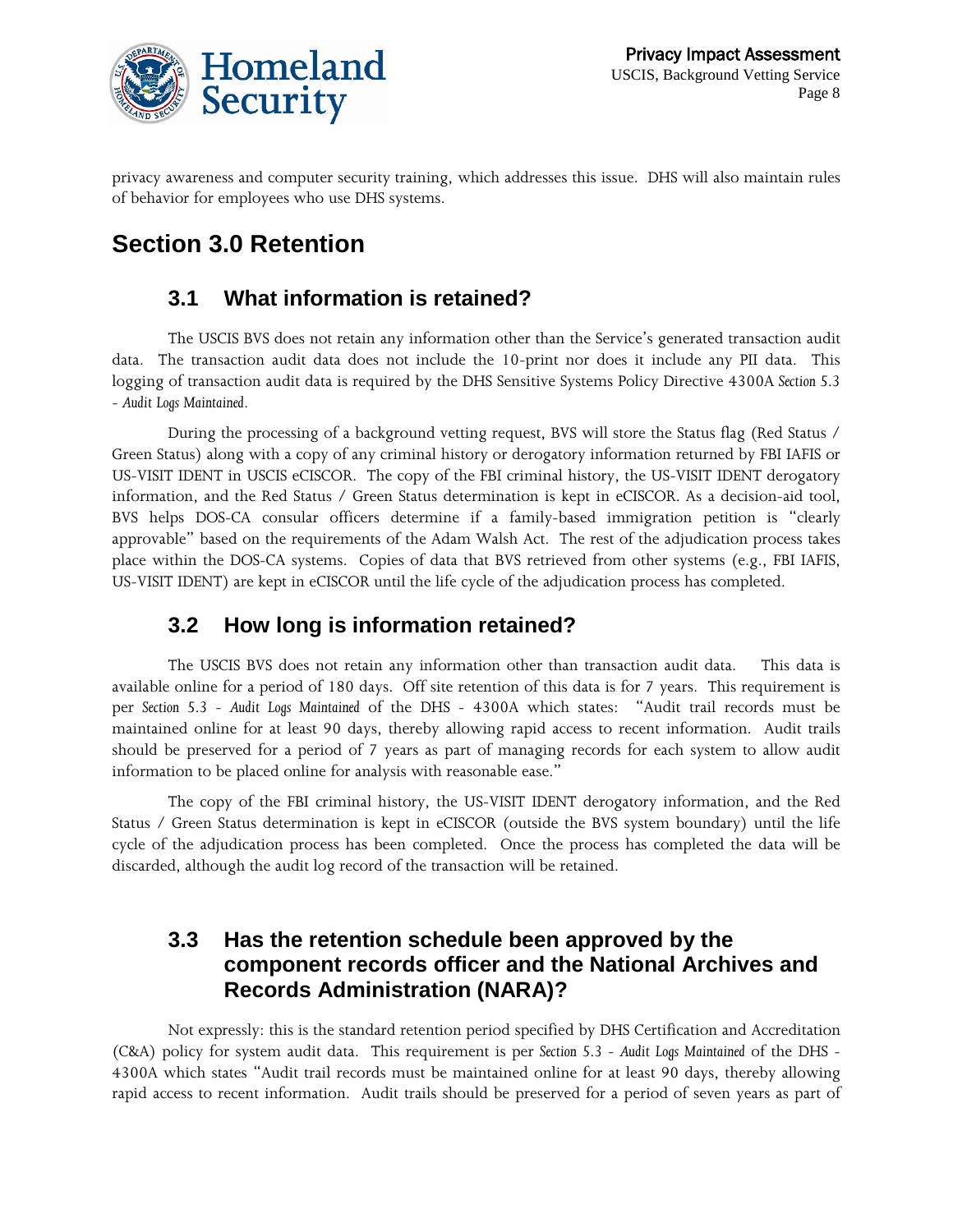privacy awareness and computer security training, which addresses this issue. DHS will also maintain rules of behavior for employees who use DHS systems.

# Section 3.0 Retention

## 3.1 What information is retained?

The USCIS BVS does not retain any information other than the Service's generated transaction audit data. The transaction audit data does not include the 10-print nor does it include any PII data. This logging of transaction audit data is required by the DHS Sensitive Systems Policy Directive 4300A *Section 5.3 - Audit Logs Maintained*.

During the processing of a background vetting request, BVS will store the Status flag (Red Status / Green Status) along with a copy of any criminal history or derogatory information returned by FBI IAFIS or US-VISIT IDENT in USCIS eCISCOR. The copy of the FBI criminal history, the US-VISIT IDENT derogatory information, and the Red Status / Green Status determination is kept in eCISCOR. As a decision-aid tool, BVS helps DOS-CA consular officers determine if a family-based immigration petition is "clearly approvable" based on the requirements of the Adam Walsh Act. The rest of the adjudication process takes place within the DOS-CA systems. Copies of data that BVS retrieved from other systems (e.g., FBI IAFIS, US-VISIT IDENT) are kept in eCISCOR until the life cycle of the adjudication process has completed.

## 3.2 How long is information retained?

The USCIS BVS does not retain any information other than transaction audit data. This data is available online for a period of 180 days. Off site retention of this data is for 7 years. This requirement is per *Section 5.3 - Audit Logs Maintained* of the DHS - 4300A which states: "Audit trail records must be maintained online for at least 90 days, thereby allowing rapid access to recent information. Audit trails should be preserved for a period of 7 years as part of managing records for each system to allow audit information to be placed online for analysis with reasonable ease."

The copy of the FBI criminal history, the US-VISIT IDENT derogatory information, and the Red Status / Green Status determination is kept in eCISCOR (outside the BVS system boundary) until the life cycle of the adjudication process has been completed. Once the process has completed the data will be discarded, although the audit log record of the transaction will be retained.

## 3.3 Has the retention schedule been approved by the component records officer and the National Archives and Records Administration (NARA)?

Not expressly: this is the standard retention period specified by DHS Certification and Accreditation (C&A) policy for system audit data. This requirement is per *Section 5.3 - Audit Logs Maintained* of the DHS - 4300A which states "Audit trail records must be maintained online for at least 90 days, thereby allowing rapid access to recent information. Audit trails should be preserved for a period of seven years as part of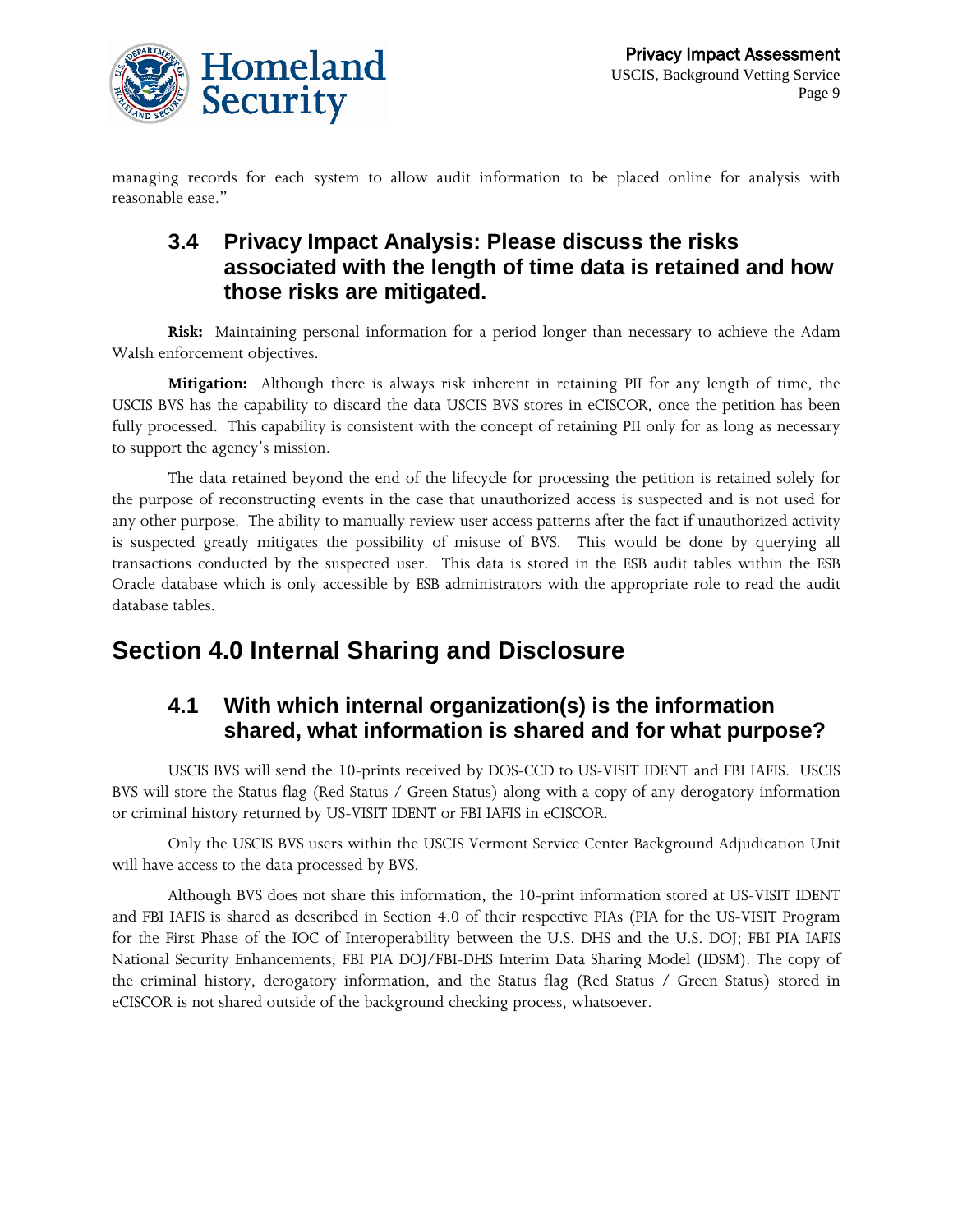managing records for each system to allow audit information to be placed online for analysis with reasonable ease."

### 3.4 Privacy Impact Analysis: Please discuss the risks associated with the length of time data is retained and how those risks are mitigated.

**Risk:** Maintaining personal information for a period longer than necessary to achieve the Adam Walsh enforcement objectives.

**Mitigation:** Although there is always risk inherent in retaining PII for any length of time, the USCIS BVS has the capability to discard the data USCIS BVS stores in eCISCOR, once the petition has been fully processed. This capability is consistent with the concept of retaining PII only for as long as necessary to support the agency's mission.

The data retained beyond the end of the lifecycle for processing the petition is retained solely for the purpose of reconstructing events in the case that unauthorized access is suspected and is not used for any other purpose. The ability to manually review user access patterns after the fact if unauthorized activity is suspected greatly mitigates the possibility of misuse of BVS. This would be done by querying all transactions conducted by the suspected user. This data is stored in the ESB audit tables within the ESB Oracle database which is only accessible by ESB administrators with the appropriate role to read the audit database tables.

## Section 4.0 Internal Sharing and Disclosure

### 4.1 With which internal organization(s) is the information shared, what information is shared and for what purpose?

USCIS BVS will send the 10-prints received by DOS-CCD to US-VISIT IDENT and FBI IAFIS. USCIS BVS will store the Status flag (Red Status / Green Status) along with a copy of any derogatory information or criminal history returned by US-VISIT IDENT or FBI IAFIS in eCISCOR.

Only the USCIS BVS users within the USCIS Vermont Service Center Background Adjudication Unit will have access to the data processed by BVS.

Although BVS does not share this information, the 10-print information stored at US-VISIT IDENT and FBI IAFIS is shared as described in Section 4.0 of their respective PIAs (PIA for the US-VISIT Program for the First Phase of the IOC of Interoperability between the U.S. DHS and the U.S. DOJ; FBI PIA IAFIS National Security Enhancements; FBI PIA DOJ/FBI-DHS Interim Data Sharing Model (IDSM). The copy of the criminal history, derogatory information, and the Status flag (Red Status / Green Status) stored in eCISCOR is not shared outside of the background checking process, whatsoever.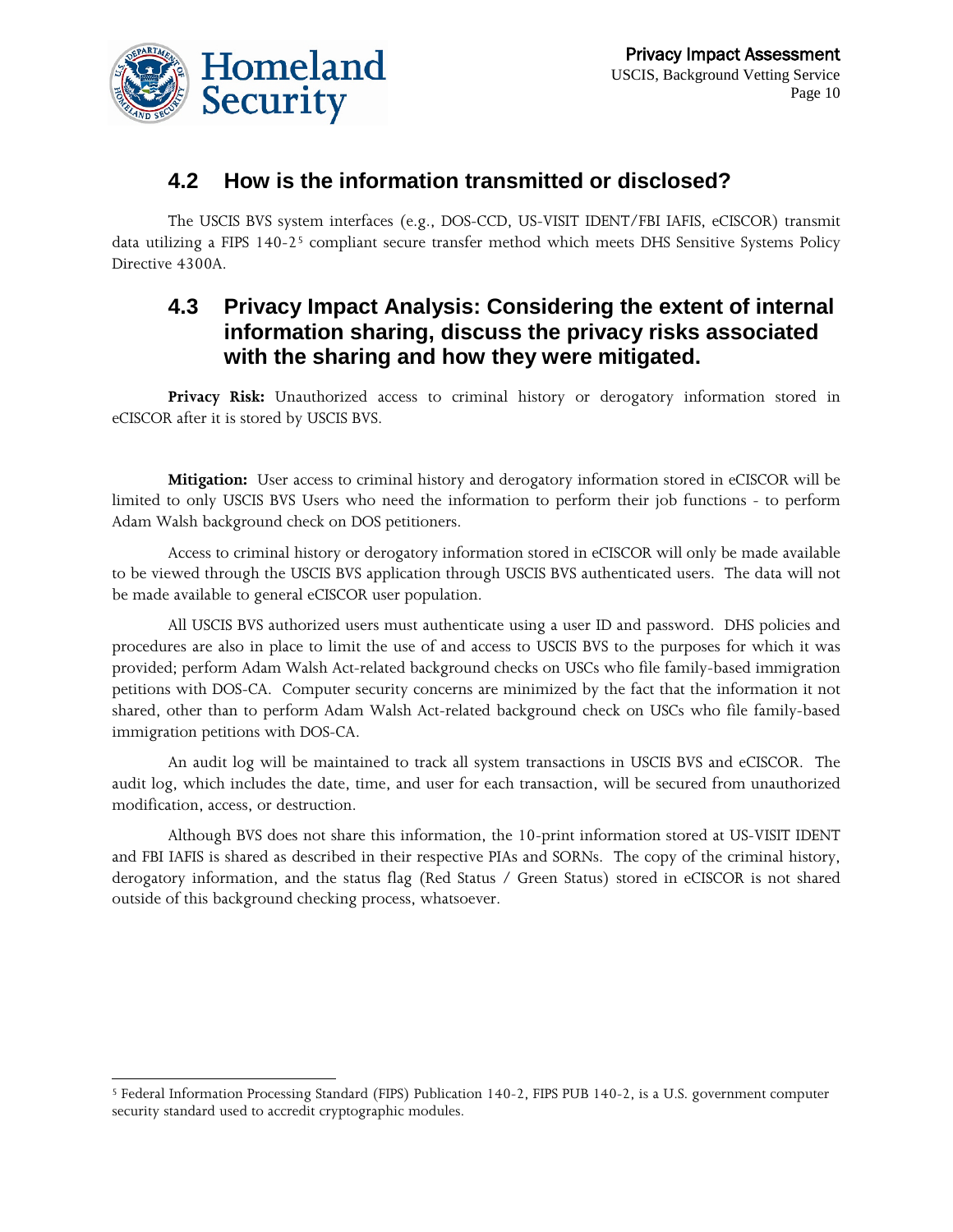## 4.2 How is the information transmitted or disclosed?

The USCIS BVS system interfaces (e.g., DOS-CCD, US-VISIT IDENT/FBI IAFIS, eCISCOR) transmit data utilizing a FIPS 140-2[5] compliant secure transfer method which meets DHS Sensitive Systems Policy Directive 4300A.

## 4.3 Privacy Impact Analysis: Considering the extent of internal information sharing, discuss the privacy risks associated with the sharing and how they were mitigated.

**Privacy Risk:** Unauthorized access to criminal history or derogatory information stored in eCISCOR after it is stored by USCIS BVS.

**Mitigation:** User access to criminal history and derogatory information stored in eCISCOR will be limited to only USCIS BVS Users who need the information to perform their job functions - to perform Adam Walsh background check on DOS petitioners.

Access to criminal history or derogatory information stored in eCISCOR will only be made available to be viewed through the USCIS BVS application through USCIS BVS authenticated users. The data will not be made available to general eCISCOR user population.

All USCIS BVS authorized users must authenticate using a user ID and password. DHS policies and procedures are also in place to limit the use of and access to USCIS BVS to the purposes for which it was provided; perform Adam Walsh Act-related background checks on USCs who file family-based immigration petitions with DOS-CA. Computer security concerns are minimized by the fact that the information it not shared, other than to perform Adam Walsh Act-related background check on USCs who file family-based immigration petitions with DOS-CA.

An audit log will be maintained to track all system transactions in USCIS BVS and eCISCOR. The audit log, which includes the date, time, and user for each transaction, will be secured from unauthorized modification, access, or destruction.

Although BVS does not share this information, the 10-print information stored at US-VISIT IDENT and FBI IAFIS is shared as described in their respective PIAs and SORNs. The copy of the criminal history, derogatory information, and the status flag (Red Status / Green Status) stored in eCISCOR is not shared outside of this background checking process, whatsoever.

---

[5] Federal Information Processing Standard (FIPS) Publication 140-2, FIPS PUB 140-2, is a U.S. government computer security standard used to accredit cryptographic modules.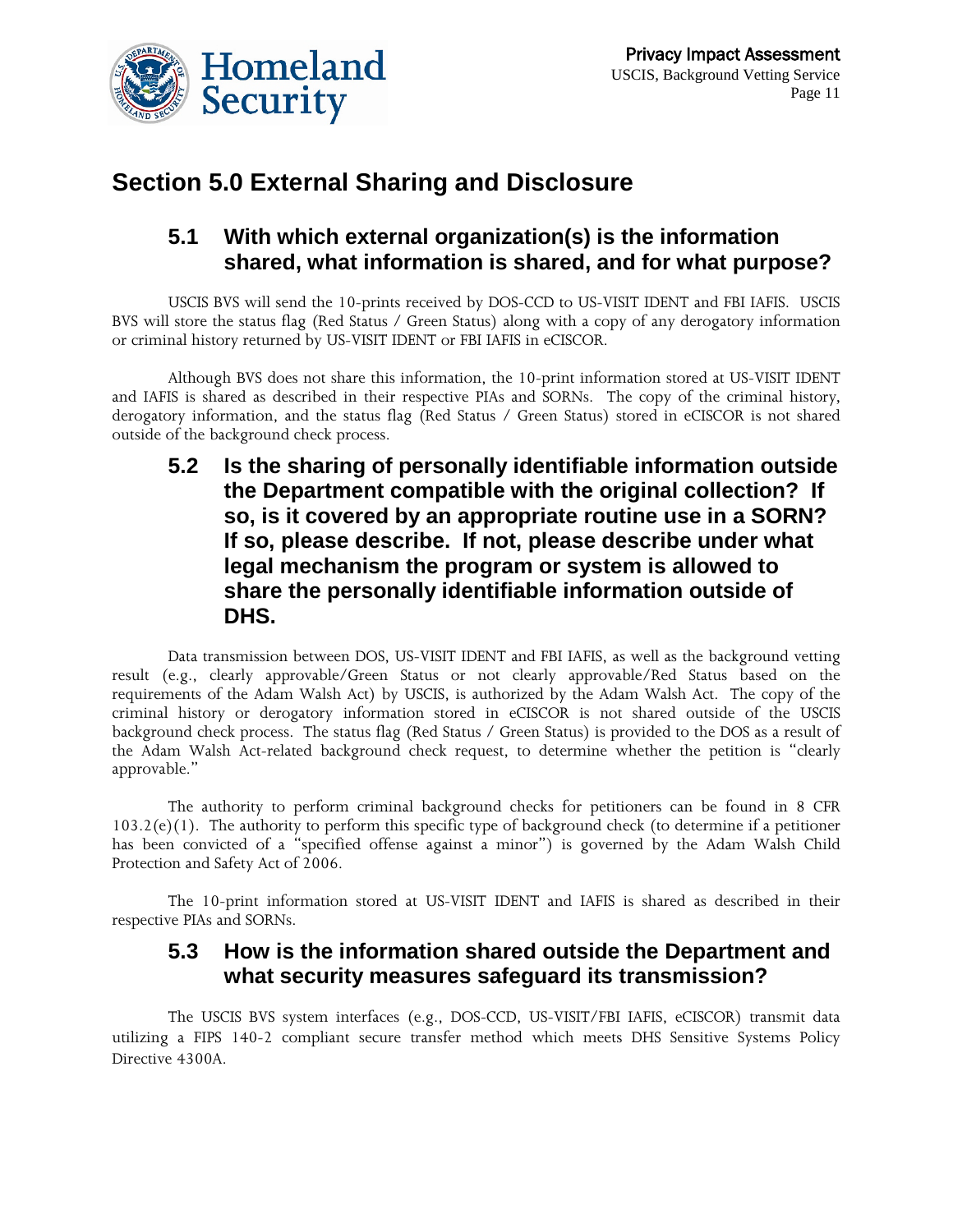# Section 5.0 External Sharing and Disclosure

## 5.1 With which external organization(s) is the information shared, what information is shared, and for what purpose?

USCIS BVS will send the 10-prints received by DOS-CCD to US-VISIT IDENT and FBI IAFIS. USCIS BVS will store the status flag (Red Status / Green Status) along with a copy of any derogatory information or criminal history returned by US-VISIT IDENT or FBI IAFIS in eCISCOR.

Although BVS does not share this information, the 10-print information stored at US-VISIT IDENT and IAFIS is shared as described in their respective PIAs and SORNs. The copy of the criminal history, derogatory information, and the status flag (Red Status / Green Status) stored in eCISCOR is not shared outside of the background check process.

## 5.2 Is the sharing of personally identifiable information outside the Department compatible with the original collection? If so, is it covered by an appropriate routine use in a SORN? If so, please describe. If not, please describe under what legal mechanism the program or system is allowed to share the personally identifiable information outside of DHS.

Data transmission between DOS, US-VISIT IDENT and FBI IAFIS, as well as the background vetting result (e.g., clearly approvable/Green Status or not clearly approvable/Red Status based on the requirements of the Adam Walsh Act) by USCIS, is authorized by the Adam Walsh Act. The copy of the criminal history or derogatory information stored in eCISCOR is not shared outside of the USCIS background check process. The status flag (Red Status / Green Status) is provided to the DOS as a result of the Adam Walsh Act-related background check request, to determine whether the petition is "clearly approvable."

The authority to perform criminal background checks for petitioners can be found in 8 CFR 103.2(e)(1). The authority to perform this specific type of background check (to determine if a petitioner has been convicted of a "specified offense against a minor") is governed by the Adam Walsh Child Protection and Safety Act of 2006.

The 10-print information stored at US-VISIT IDENT and IAFIS is shared as described in their respective PIAs and SORNs.

## 5.3 How is the information shared outside the Department and what security measures safeguard its transmission?

The USCIS BVS system interfaces (e.g., DOS-CCD, US-VISIT/FBI IAFIS, eCISCOR) transmit data utilizing a FIPS 140-2 compliant secure transfer method which meets DHS Sensitive Systems Policy Directive 4300A.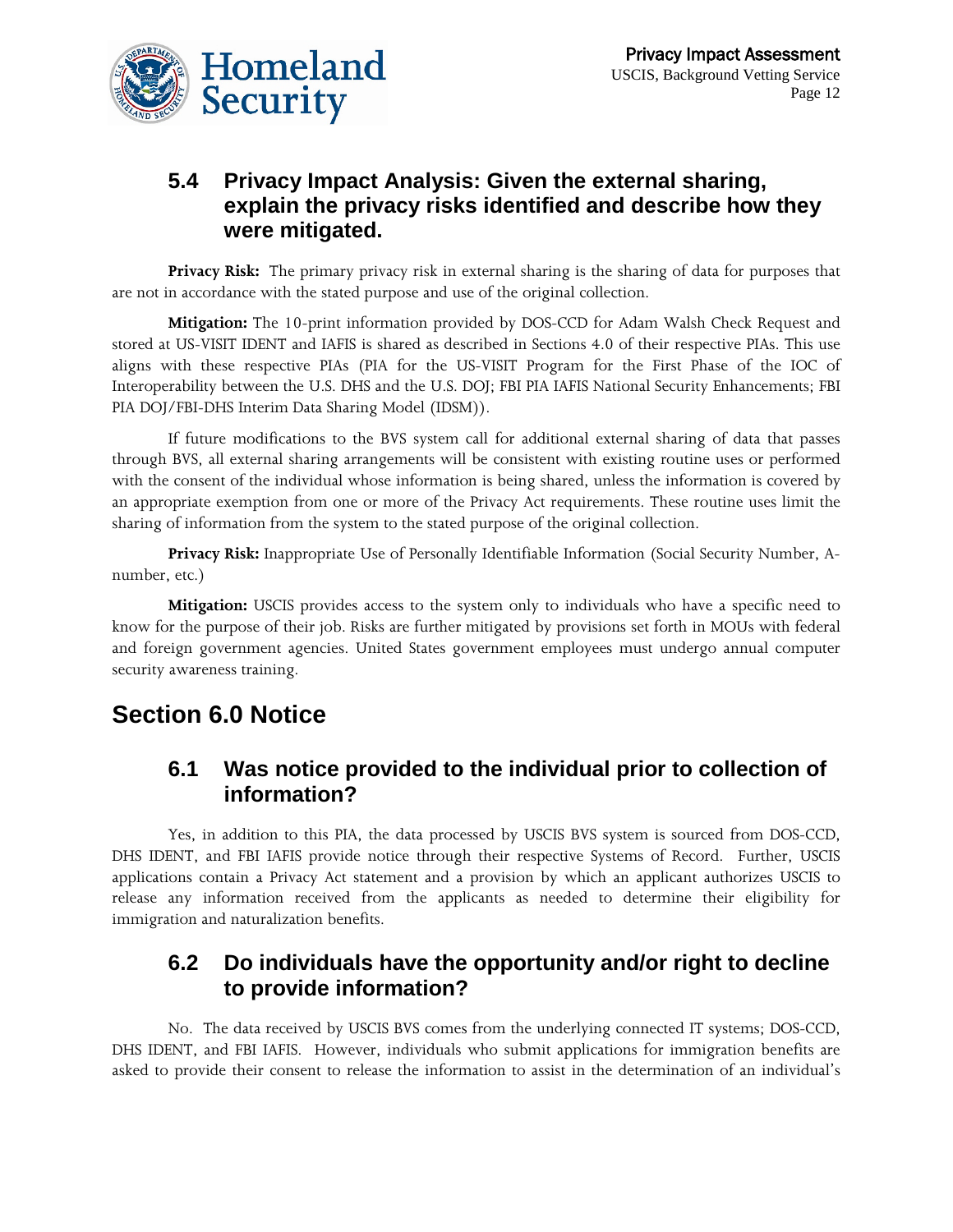### 5.4 Privacy Impact Analysis: Given the external sharing, explain the privacy risks identified and describe how they were mitigated.

**Privacy Risk:** The primary privacy risk in external sharing is the sharing of data for purposes that are not in accordance with the stated purpose and use of the original collection.

**Mitigation:** The 10-print information provided by DOS-CCD for Adam Walsh Check Request and stored at US-VISIT IDENT and IAFIS is shared as described in Sections 4.0 of their respective PIAs. This use aligns with these respective PIAs (PIA for the US-VISIT Program for the First Phase of the IOC of Interoperability between the U.S. DHS and the U.S. DOJ; FBI PIA IAFIS National Security Enhancements; FBI PIA DOJ/FBI-DHS Interim Data Sharing Model (IDSM)).

If future modifications to the BVS system call for additional external sharing of data that passes through BVS, all external sharing arrangements will be consistent with existing routine uses or performed with the consent of the individual whose information is being shared, unless the information is covered by an appropriate exemption from one or more of the Privacy Act requirements. These routine uses limit the sharing of information from the system to the stated purpose of the original collection.

**Privacy Risk:** Inappropriate Use of Personally Identifiable Information (Social Security Number, A-number, etc.)

**Mitigation:** USCIS provides access to the system only to individuals who have a specific need to know for the purpose of their job. Risks are further mitigated by provisions set forth in MOUs with federal and foreign government agencies. United States government employees must undergo annual computer security awareness training.

## Section 6.0 Notice

### 6.1 Was notice provided to the individual prior to collection of information?

Yes, in addition to this PIA, the data processed by USCIS BVS system is sourced from DOS-CCD, DHS IDENT, and FBI IAFIS provide notice through their respective Systems of Record. Further, USCIS applications contain a Privacy Act statement and a provision by which an applicant authorizes USCIS to release any information received from the applicants as needed to determine their eligibility for immigration and naturalization benefits.

### 6.2 Do individuals have the opportunity and/or right to decline to provide information?

No. The data received by USCIS BVS comes from the underlying connected IT systems; DOS-CCD, DHS IDENT, and FBI IAFIS. However, individuals who submit applications for immigration benefits are asked to provide their consent to release the information to assist in the determination of an individual's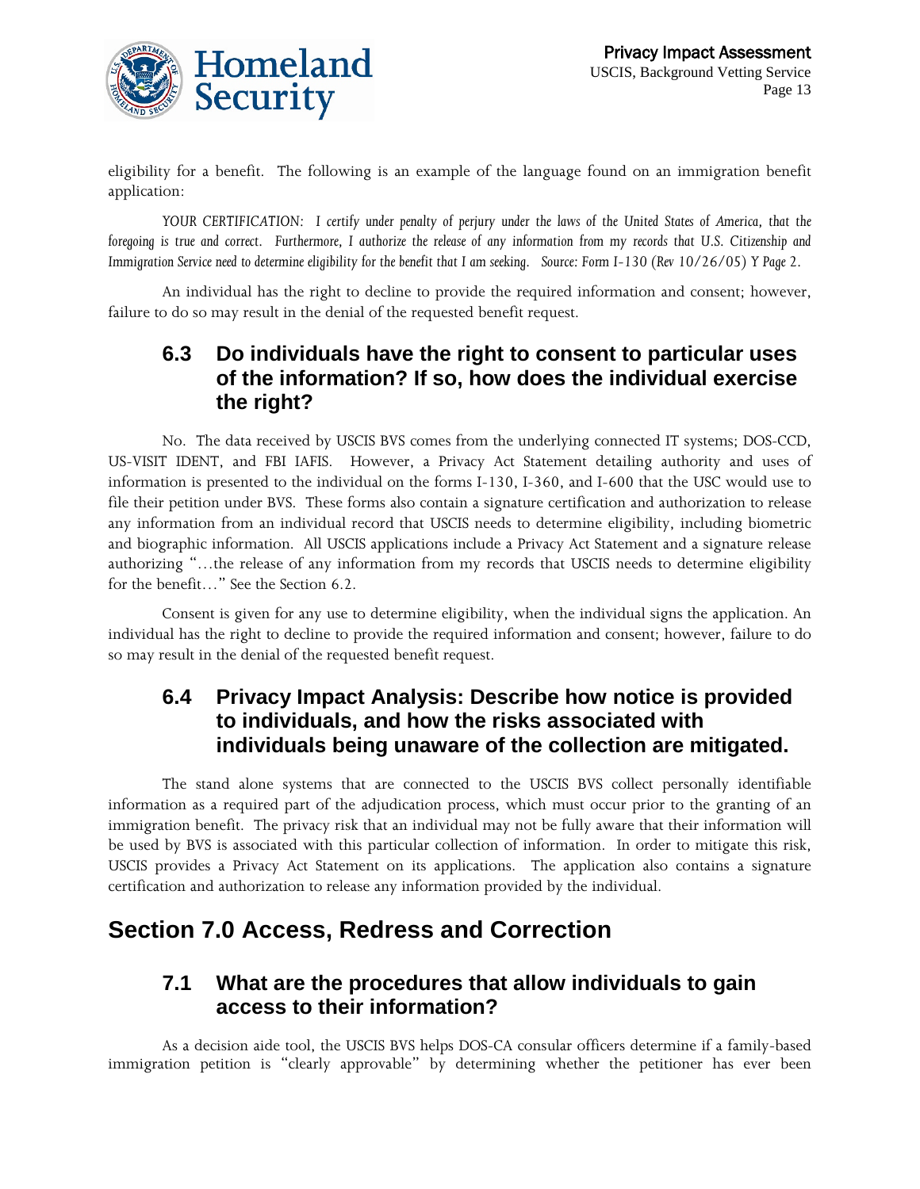eligibility for a benefit. The following is an example of the language found on an immigration benefit application:

*YOUR CERTIFICATION: I certify under penalty of perjury under the laws of the United States of America, that the foregoing is true and correct. Furthermore, I authorize the release of any information from my records that U.S. Citizenship and Immigration Service need to determine eligibility for the benefit that I am seeking. Source: Form I-130 (Rev 10/26/05) Y Page 2.*

An individual has the right to decline to provide the required information and consent; however, failure to do so may result in the denial of the requested benefit request.

### 6.3 Do individuals have the right to consent to particular uses of the information? If so, how does the individual exercise the right?

No. The data received by USCIS BVS comes from the underlying connected IT systems; DOS-CCD, US-VISIT IDENT, and FBI IAFIS. However, a Privacy Act Statement detailing authority and uses of information is presented to the individual on the forms I-130, I-360, and I-600 that the USC would use to file their petition under BVS. These forms also contain a signature certification and authorization to release any information from an individual record that USCIS needs to determine eligibility, including biometric and biographic information. All USCIS applications include a Privacy Act Statement and a signature release authorizing "…the release of any information from my records that USCIS needs to determine eligibility for the benefit…" See the Section 6.2.

Consent is given for any use to determine eligibility, when the individual signs the application. An individual has the right to decline to provide the required information and consent; however, failure to do so may result in the denial of the requested benefit request.

### 6.4 Privacy Impact Analysis: Describe how notice is provided to individuals, and how the risks associated with individuals being unaware of the collection are mitigated.

The stand alone systems that are connected to the USCIS BVS collect personally identifiable information as a required part of the adjudication process, which must occur prior to the granting of an immigration benefit. The privacy risk that an individual may not be fully aware that their information will be used by BVS is associated with this particular collection of information. In order to mitigate this risk, USCIS provides a Privacy Act Statement on its applications. The application also contains a signature certification and authorization to release any information provided by the individual.

## Section 7.0 Access, Redress and Correction

### 7.1 What are the procedures that allow individuals to gain access to their information?

As a decision aide tool, the USCIS BVS helps DOS-CA consular officers determine if a family-based immigration petition is "clearly approvable" by determining whether the petitioner has ever been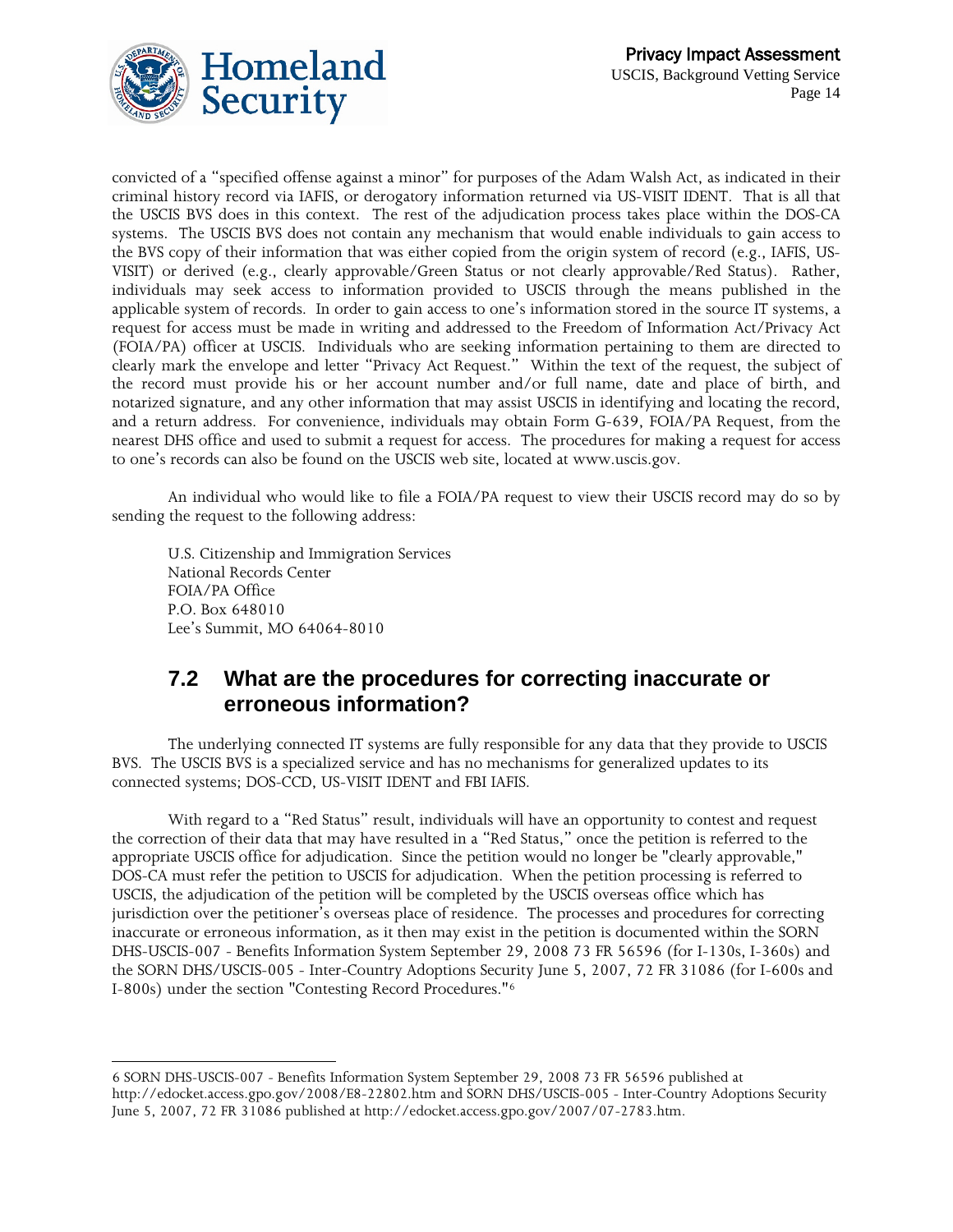convicted of a "specified offense against a minor" for purposes of the Adam Walsh Act, as indicated in their criminal history record via IAFIS, or derogatory information returned via US-VISIT IDENT. That is all that the USCIS BVS does in this context. The rest of the adjudication process takes place within the DOS-CA systems. The USCIS BVS does not contain any mechanism that would enable individuals to gain access to the BVS copy of their information that was either copied from the origin system of record (e.g., IAFIS, US-VISIT) or derived (e.g., clearly approvable/Green Status or not clearly approvable/Red Status). Rather, individuals may seek access to information provided to USCIS through the means published in the applicable system of records. In order to gain access to one's information stored in the source IT systems, a request for access must be made in writing and addressed to the Freedom of Information Act/Privacy Act (FOIA/PA) officer at USCIS. Individuals who are seeking information pertaining to them are directed to clearly mark the envelope and letter "Privacy Act Request." Within the text of the request, the subject of the record must provide his or her account number and/or full name, date and place of birth, and notarized signature, and any other information that may assist USCIS in identifying and locating the record, and a return address. For convenience, individuals may obtain Form G-639, FOIA/PA Request, from the nearest DHS office and used to submit a request for access. The procedures for making a request for access to one's records can also be found on the USCIS web site, located at www.uscis.gov.

An individual who would like to file a FOIA/PA request to view their USCIS record may do so by sending the request to the following address:

U.S. Citizenship and Immigration Services
National Records Center
FOIA/PA Office
P.O. Box 648010
Lee's Summit, MO 64064-8010

## 7.2 What are the procedures for correcting inaccurate or erroneous information?

The underlying connected IT systems are fully responsible for any data that they provide to USCIS BVS. The USCIS BVS is a specialized service and has no mechanisms for generalized updates to its connected systems; DOS-CCD, US-VISIT IDENT and FBI IAFIS.

With regard to a "Red Status" result, individuals will have an opportunity to contest and request the correction of their data that may have resulted in a "Red Status," once the petition is referred to the appropriate USCIS office for adjudication. Since the petition would no longer be "clearly approvable," DOS-CA must refer the petition to USCIS for adjudication. When the petition processing is referred to USCIS, the adjudication of the petition will be completed by the USCIS overseas office which has jurisdiction over the petitioner's overseas place of residence. The processes and procedures for correcting inaccurate or erroneous information, as it then may exist in the petition is documented within the SORN DHS-USCIS-007 - Benefits Information System September 29, 2008 73 FR 56596 (for I-130s, I-360s) and the SORN DHS/USCIS-005 - Inter-Country Adoptions Security June 5, 2007, 72 FR 31086 (for I-600s and I-800s) under the section "Contesting Record Procedures."[6]

---

6 SORN DHS-USCIS-007 - Benefits Information System September 29, 2008 73 FR 56596 published at http://edocket.access.gpo.gov/2008/E8-22802.htm and SORN DHS/USCIS-005 - Inter-Country Adoptions Security June 5, 2007, 72 FR 31086 published at http://edocket.access.gpo.gov/2007/07-2783.htm.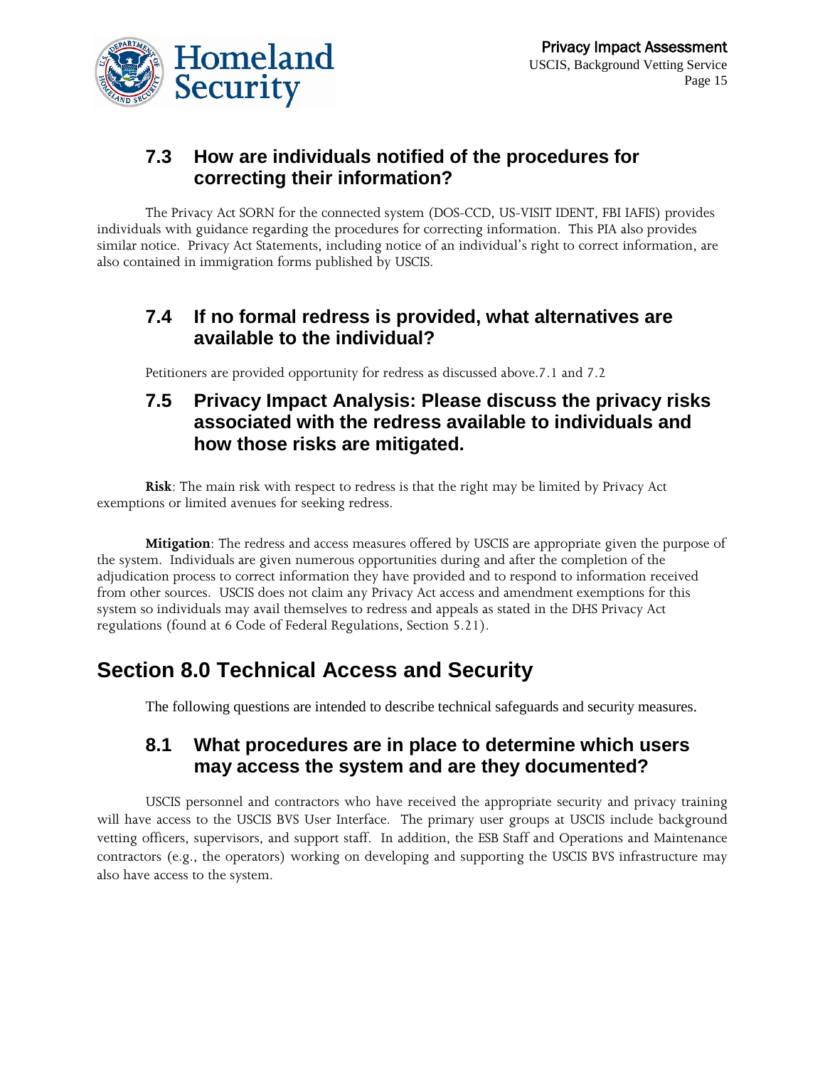### 7.3 How are individuals notified of the procedures for correcting their information?

The Privacy Act SORN for the connected system (DOS-CCD, US-VISIT IDENT, FBI IAFIS) provides individuals with guidance regarding the procedures for correcting information. This PIA also provides similar notice. Privacy Act Statements, including notice of an individual's right to correct information, are also contained in immigration forms published by USCIS.

### 7.4 If no formal redress is provided, what alternatives are available to the individual?

Petitioners are provided opportunity for redress as discussed above.7.1 and 7.2

### 7.5 Privacy Impact Analysis: Please discuss the privacy risks associated with the redress available to individuals and how those risks are mitigated.

**Risk**: The main risk with respect to redress is that the right may be limited by Privacy Act exemptions or limited avenues for seeking redress.

**Mitigation**: The redress and access measures offered by USCIS are appropriate given the purpose of the system. Individuals are given numerous opportunities during and after the completion of the adjudication process to correct information they have provided and to respond to information received from other sources. USCIS does not claim any Privacy Act access and amendment exemptions for this system so individuals may avail themselves to redress and appeals as stated in the DHS Privacy Act regulations (found at 6 Code of Federal Regulations, Section 5.21).

## Section 8.0 Technical Access and Security

The following questions are intended to describe technical safeguards and security measures.

### 8.1 What procedures are in place to determine which users may access the system and are they documented?

USCIS personnel and contractors who have received the appropriate security and privacy training will have access to the USCIS BVS User Interface. The primary user groups at USCIS include background vetting officers, supervisors, and support staff. In addition, the ESB Staff and Operations and Maintenance contractors (e.g., the operators) working on developing and supporting the USCIS BVS infrastructure may also have access to the system.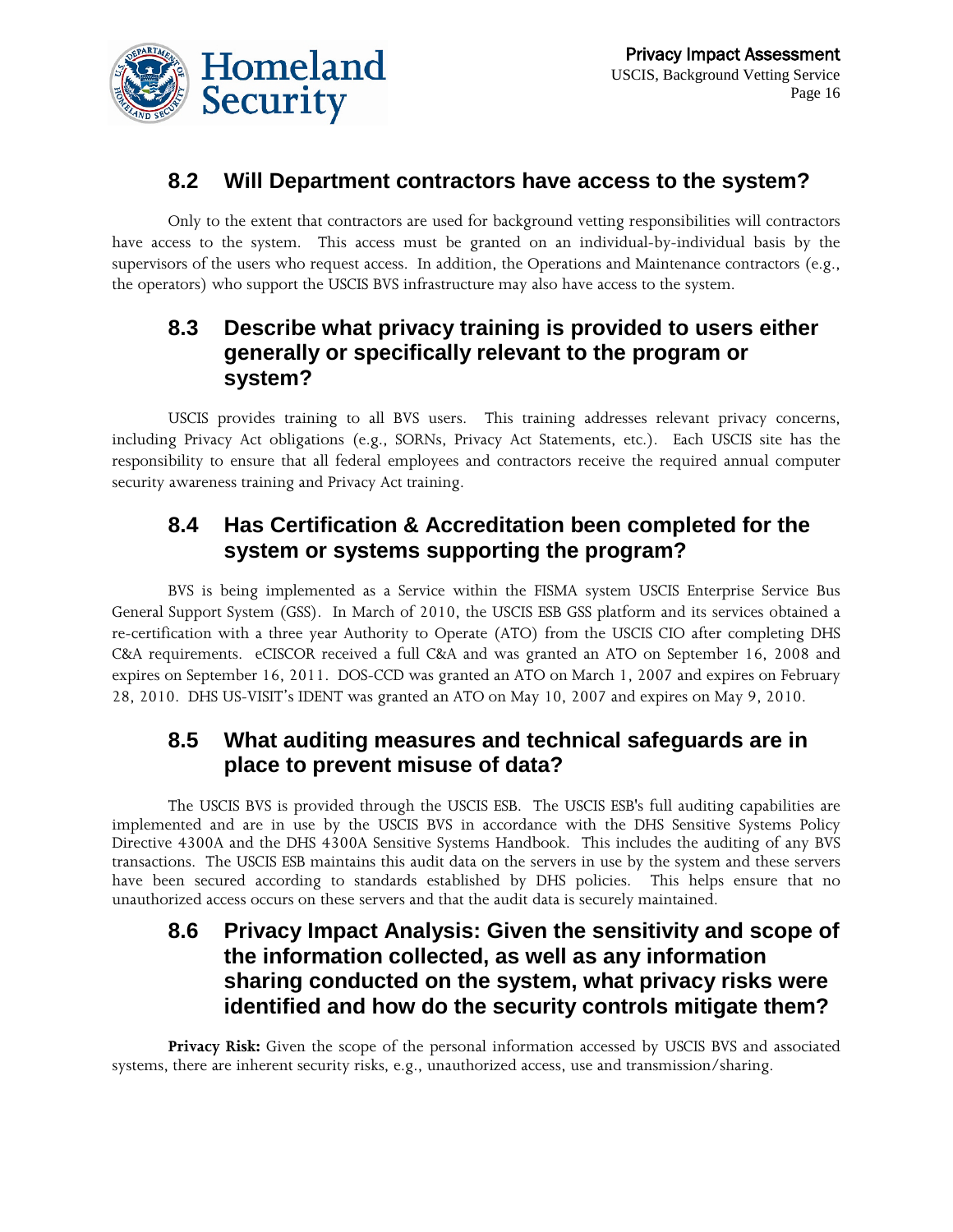## 8.2 Will Department contractors have access to the system?

Only to the extent that contractors are used for background vetting responsibilities will contractors have access to the system. This access must be granted on an individual-by-individual basis by the supervisors of the users who request access. In addition, the Operations and Maintenance contractors (e.g., the operators) who support the USCIS BVS infrastructure may also have access to the system.

## 8.3 Describe what privacy training is provided to users either generally or specifically relevant to the program or system?

USCIS provides training to all BVS users. This training addresses relevant privacy concerns, including Privacy Act obligations (e.g., SORNs, Privacy Act Statements, etc.). Each USCIS site has the responsibility to ensure that all federal employees and contractors receive the required annual computer security awareness training and Privacy Act training.

## 8.4 Has Certification & Accreditation been completed for the system or systems supporting the program?

BVS is being implemented as a Service within the FISMA system USCIS Enterprise Service Bus General Support System (GSS). In March of 2010, the USCIS ESB GSS platform and its services obtained a re-certification with a three year Authority to Operate (ATO) from the USCIS CIO after completing DHS C&A requirements. eCISCOR received a full C&A and was granted an ATO on September 16, 2008 and expires on September 16, 2011. DOS-CCD was granted an ATO on March 1, 2007 and expires on February 28, 2010. DHS US-VISIT's IDENT was granted an ATO on May 10, 2007 and expires on May 9, 2010.

## 8.5 What auditing measures and technical safeguards are in place to prevent misuse of data?

The USCIS BVS is provided through the USCIS ESB. The USCIS ESB's full auditing capabilities are implemented and are in use by the USCIS BVS in accordance with the DHS Sensitive Systems Policy Directive 4300A and the DHS 4300A Sensitive Systems Handbook. This includes the auditing of any BVS transactions. The USCIS ESB maintains this audit data on the servers in use by the system and these servers have been secured according to standards established by DHS policies. This helps ensure that no unauthorized access occurs on these servers and that the audit data is securely maintained.

## 8.6 Privacy Impact Analysis: Given the sensitivity and scope of the information collected, as well as any information sharing conducted on the system, what privacy risks were identified and how do the security controls mitigate them?

**Privacy Risk:** Given the scope of the personal information accessed by USCIS BVS and associated systems, there are inherent security risks, e.g., unauthorized access, use and transmission/sharing.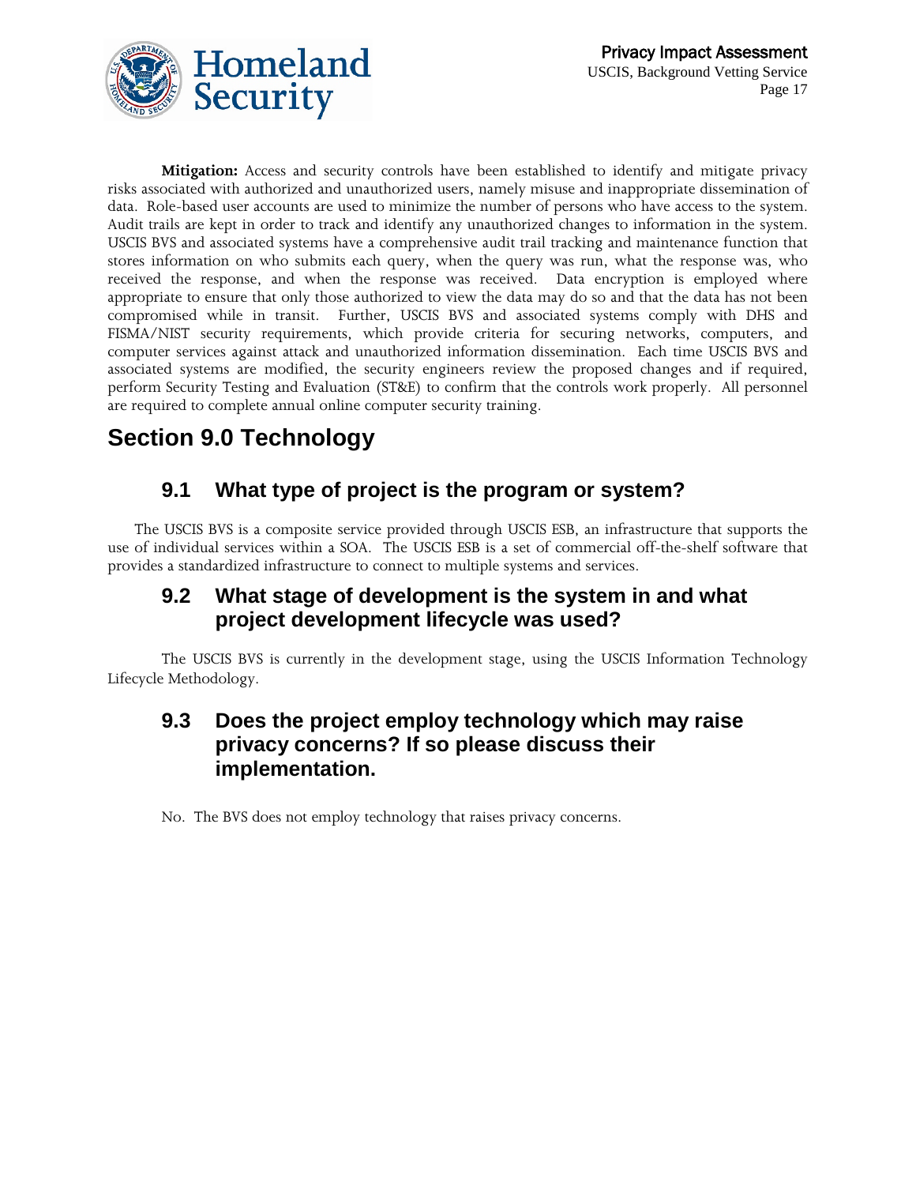**Mitigation:** Access and security controls have been established to identify and mitigate privacy risks associated with authorized and unauthorized users, namely misuse and inappropriate dissemination of data. Role-based user accounts are used to minimize the number of persons who have access to the system. Audit trails are kept in order to track and identify any unauthorized changes to information in the system. USCIS BVS and associated systems have a comprehensive audit trail tracking and maintenance function that stores information on who submits each query, when the query was run, what the response was, who received the response, and when the response was received. Data encryption is employed where appropriate to ensure that only those authorized to view the data may do so and that the data has not been compromised while in transit. Further, USCIS BVS and associated systems comply with DHS and FISMA/NIST security requirements, which provide criteria for securing networks, computers, and computer services against attack and unauthorized information dissemination. Each time USCIS BVS and associated systems are modified, the security engineers review the proposed changes and if required, perform Security Testing and Evaluation (ST&E) to confirm that the controls work properly. All personnel are required to complete annual online computer security training.

# Section 9.0 Technology

## 9.1 What type of project is the program or system?

The USCIS BVS is a composite service provided through USCIS ESB, an infrastructure that supports the use of individual services within a SOA. The USCIS ESB is a set of commercial off-the-shelf software that provides a standardized infrastructure to connect to multiple systems and services.

## 9.2 What stage of development is the system in and what project development lifecycle was used?

The USCIS BVS is currently in the development stage, using the USCIS Information Technology Lifecycle Methodology.

## 9.3 Does the project employ technology which may raise privacy concerns? If so please discuss their implementation.

No. The BVS does not employ technology that raises privacy concerns.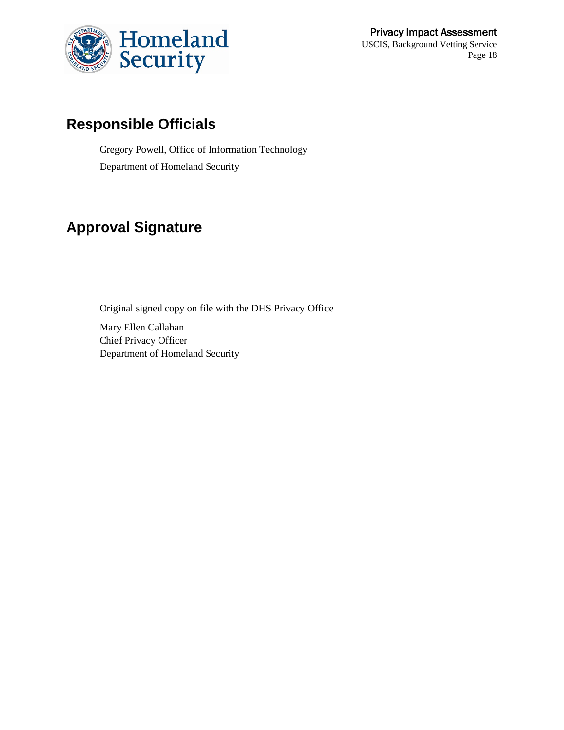## Responsible Officials

Gregory Powell, Office of Information Technology
Department of Homeland Security

## Approval Signature

Original signed copy on file with the DHS Privacy Office

Mary Ellen Callahan
Chief Privacy Officer
Department of Homeland Security